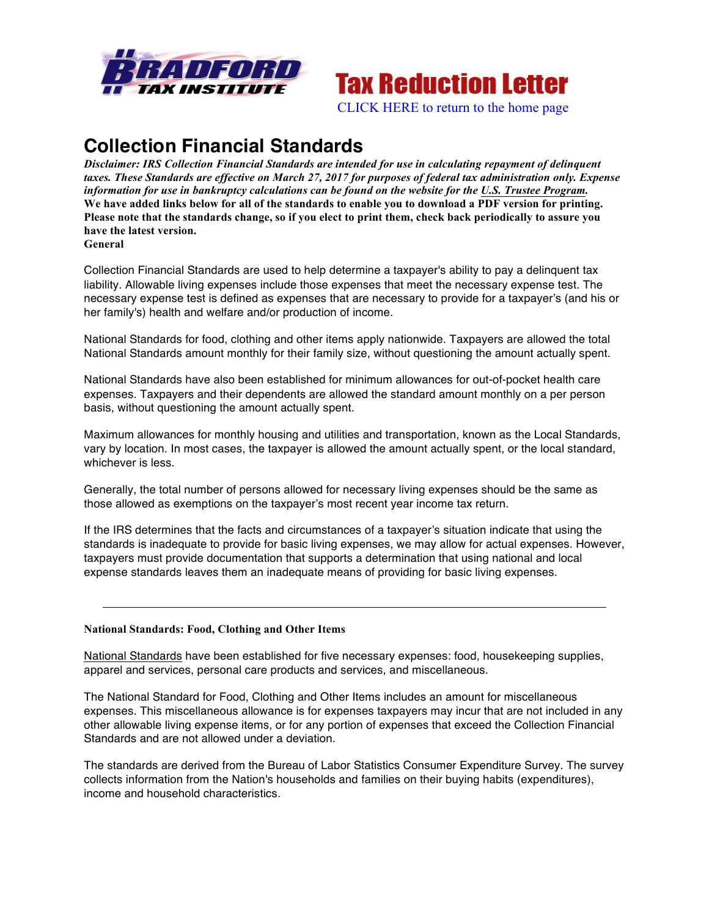Tax Reduction Letter

CLICK HERE to return to the home page

# Collection Financial Standards

***Disclaimer: IRS Collection Financial Standards are intended for use in calculating repayment of delinquent taxes. These Standards are effective on March 27, 2017 for purposes of federal tax administration only. Expense information for use in bankruptcy calculations can be found on the website for the U.S. Trustee Program.***
**We have added links below for all of the standards to enable you to download a PDF version for printing. Please note that the standards change, so if you elect to print them, check back periodically to assure you have the latest version.**
**General**

Collection Financial Standards are used to help determine a taxpayer's ability to pay a delinquent tax liability. Allowable living expenses include those expenses that meet the necessary expense test. The necessary expense test is defined as expenses that are necessary to provide for a taxpayer's (and his or her family's) health and welfare and/or production of income.

National Standards for food, clothing and other items apply nationwide. Taxpayers are allowed the total National Standards amount monthly for their family size, without questioning the amount actually spent.

National Standards have also been established for minimum allowances for out-of-pocket health care expenses. Taxpayers and their dependents are allowed the standard amount monthly on a per person basis, without questioning the amount actually spent.

Maximum allowances for monthly housing and utilities and transportation, known as the Local Standards, vary by location. In most cases, the taxpayer is allowed the amount actually spent, or the local standard, whichever is less.

Generally, the total number of persons allowed for necessary living expenses should be the same as those allowed as exemptions on the taxpayer's most recent year income tax return.

If the IRS determines that the facts and circumstances of a taxpayer's situation indicate that using the standards is inadequate to provide for basic living expenses, we may allow for actual expenses. However, taxpayers must provide documentation that supports a determination that using national and local expense standards leaves them an inadequate means of providing for basic living expenses.

---

**National Standards: Food, Clothing and Other Items**

National Standards have been established for five necessary expenses: food, housekeeping supplies, apparel and services, personal care products and services, and miscellaneous.

The National Standard for Food, Clothing and Other Items includes an amount for miscellaneous expenses. This miscellaneous allowance is for expenses taxpayers may incur that are not included in any other allowable living expense items, or for any portion of expenses that exceed the Collection Financial Standards and are not allowed under a deviation.

The standards are derived from the Bureau of Labor Statistics Consumer Expenditure Survey. The survey collects information from the Nation's households and families on their buying habits (expenditures), income and household characteristics.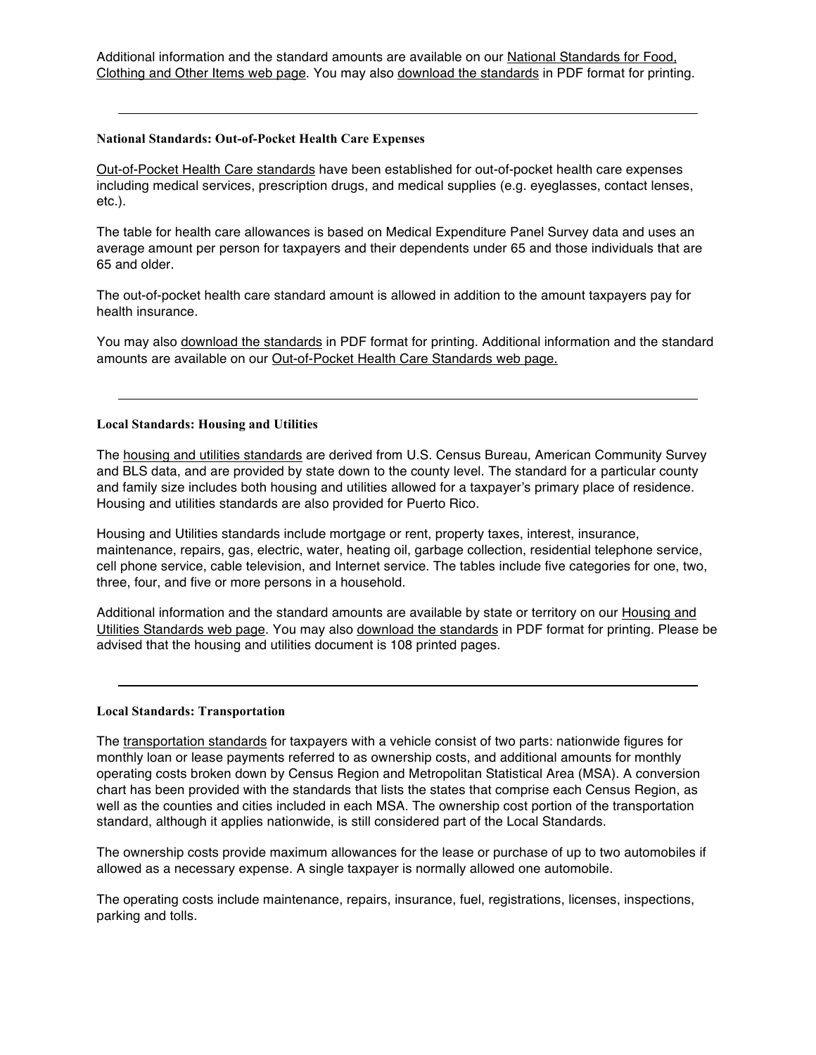Additional information and the standard amounts are available on our National Standards for Food, Clothing and Other Items web page. You may also download the standards in PDF format for printing.

---

### National Standards: Out-of-Pocket Health Care Expenses

Out-of-Pocket Health Care standards have been established for out-of-pocket health care expenses including medical services, prescription drugs, and medical supplies (e.g. eyeglasses, contact lenses, etc.).

The table for health care allowances is based on Medical Expenditure Panel Survey data and uses an average amount per person for taxpayers and their dependents under 65 and those individuals that are 65 and older.

The out-of-pocket health care standard amount is allowed in addition to the amount taxpayers pay for health insurance.

You may also download the standards in PDF format for printing. Additional information and the standard amounts are available on our Out-of-Pocket Health Care Standards web page.

---

### Local Standards: Housing and Utilities

The housing and utilities standards are derived from U.S. Census Bureau, American Community Survey and BLS data, and are provided by state down to the county level. The standard for a particular county and family size includes both housing and utilities allowed for a taxpayer's primary place of residence. Housing and utilities standards are also provided for Puerto Rico.

Housing and Utilities standards include mortgage or rent, property taxes, interest, insurance, maintenance, repairs, gas, electric, water, heating oil, garbage collection, residential telephone service, cell phone service, cable television, and Internet service. The tables include five categories for one, two, three, four, and five or more persons in a household.

Additional information and the standard amounts are available by state or territory on our Housing and Utilities Standards web page. You may also download the standards in PDF format for printing. Please be advised that the housing and utilities document is 108 printed pages.

---

### Local Standards: Transportation

The transportation standards for taxpayers with a vehicle consist of two parts: nationwide figures for monthly loan or lease payments referred to as ownership costs, and additional amounts for monthly operating costs broken down by Census Region and Metropolitan Statistical Area (MSA). A conversion chart has been provided with the standards that lists the states that comprise each Census Region, as well as the counties and cities included in each MSA. The ownership cost portion of the transportation standard, although it applies nationwide, is still considered part of the Local Standards.

The ownership costs provide maximum allowances for the lease or purchase of up to two automobiles if allowed as a necessary expense. A single taxpayer is normally allowed one automobile.

The operating costs include maintenance, repairs, insurance, fuel, registrations, licenses, inspections, parking and tolls.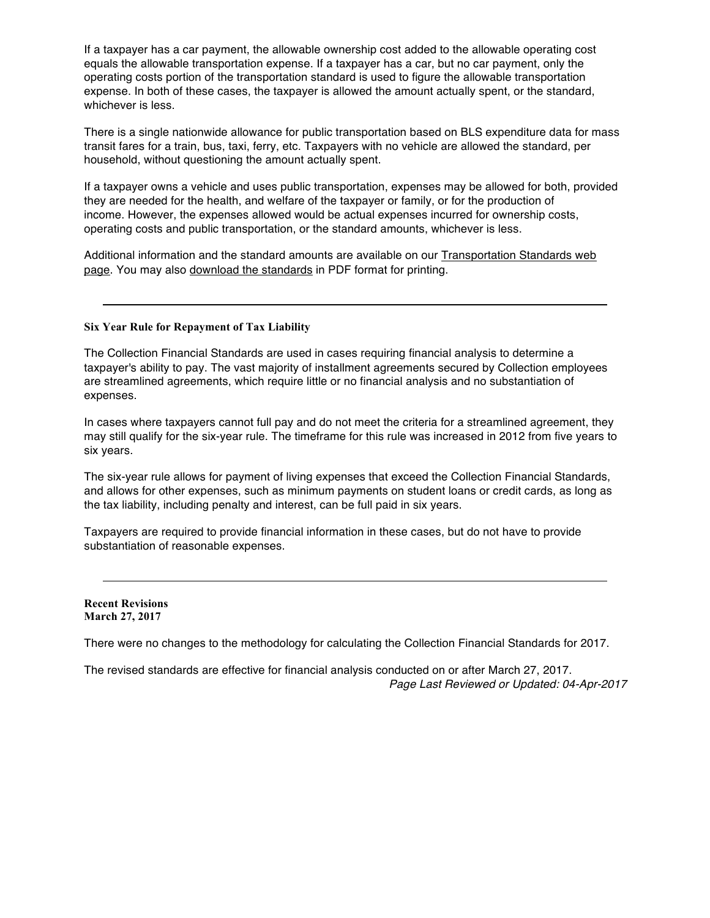If a taxpayer has a car payment, the allowable ownership cost added to the allowable operating cost equals the allowable transportation expense. If a taxpayer has a car, but no car payment, only the operating costs portion of the transportation standard is used to figure the allowable transportation expense. In both of these cases, the taxpayer is allowed the amount actually spent, or the standard, whichever is less.

There is a single nationwide allowance for public transportation based on BLS expenditure data for mass transit fares for a train, bus, taxi, ferry, etc. Taxpayers with no vehicle are allowed the standard, per household, without questioning the amount actually spent.

If a taxpayer owns a vehicle and uses public transportation, expenses may be allowed for both, provided they are needed for the health, and welfare of the taxpayer or family, or for the production of income. However, the expenses allowed would be actual expenses incurred for ownership costs, operating costs and public transportation, or the standard amounts, whichever is less.

Additional information and the standard amounts are available on our Transportation Standards web page. You may also download the standards in PDF format for printing.

---

**Six Year Rule for Repayment of Tax Liability**

The Collection Financial Standards are used in cases requiring financial analysis to determine a taxpayer's ability to pay. The vast majority of installment agreements secured by Collection employees are streamlined agreements, which require little or no financial analysis and no substantiation of expenses.

In cases where taxpayers cannot full pay and do not meet the criteria for a streamlined agreement, they may still qualify for the six-year rule. The timeframe for this rule was increased in 2012 from five years to six years.

The six-year rule allows for payment of living expenses that exceed the Collection Financial Standards, and allows for other expenses, such as minimum payments on student loans or credit cards, as long as the tax liability, including penalty and interest, can be full paid in six years.

Taxpayers are required to provide financial information in these cases, but do not have to provide substantiation of reasonable expenses.

---

**Recent Revisions**
**March 27, 2017**

There were no changes to the methodology for calculating the Collection Financial Standards for 2017.

The revised standards are effective for financial analysis conducted on or after March 27, 2017.

*Page Last Reviewed or Updated: 04-Apr-2017*